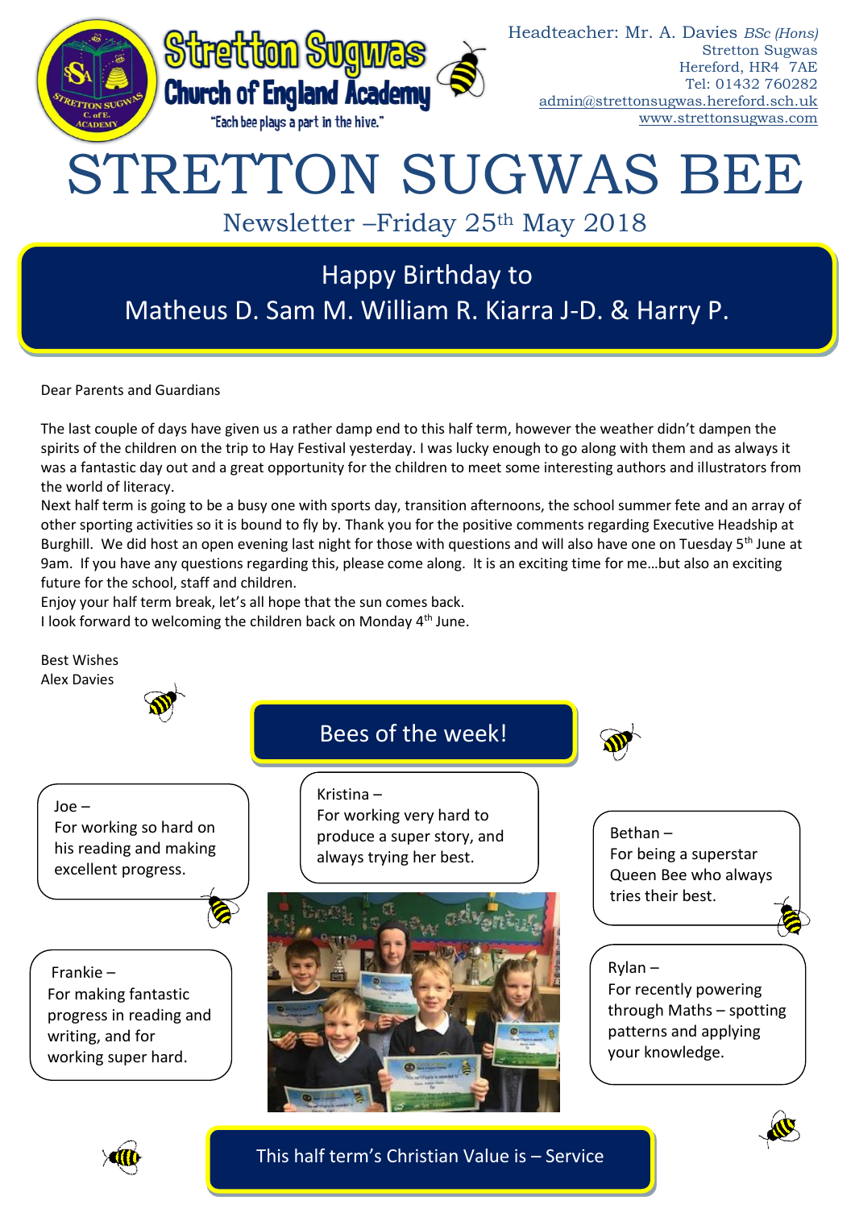Stretton Sugwas Church of England Academy

"Each bee plays a part in the hive."

Headteacher: Mr. A. Davies *BSc (Hons)*
Stretton Sugwas
Hereford, HR4 7AE
Tel: 01432 760282
admin@strettonsugwas.hereford.sch.uk
www.strettonsugwas.com

# STRETTON SUGWAS BEE

## Newsletter –Friday 25th May 2018

## Happy Birthday to Matheus D. Sam M. William R. Kiarra J-D. & Harry P.

Dear Parents and Guardians

The last couple of days have given us a rather damp end to this half term, however the weather didn't dampen the spirits of the children on the trip to Hay Festival yesterday. I was lucky enough to go along with them and as always it was a fantastic day out and a great opportunity for the children to meet some interesting authors and illustrators from the world of literacy.

Next half term is going to be a busy one with sports day, transition afternoons, the school summer fete and an array of other sporting activities so it is bound to fly by. Thank you for the positive comments regarding Executive Headship at Burghill. We did host an open evening last night for those with questions and will also have one on Tuesday 5th June at 9am. If you have any questions regarding this, please come along. It is an exciting time for me…but also an exciting future for the school, staff and children.

Enjoy your half term break, let's all hope that the sun comes back.

I look forward to welcoming the children back on Monday 4th June.

Best Wishes
Alex Davies

## Bees of the week!

Joe – For working so hard on his reading and making excellent progress.

Kristina – For working very hard to produce a super story, and always trying her best.

Bethan – For being a superstar Queen Bee who always tries their best.

Frankie – For making fantastic progress in reading and writing, and for working super hard.

Rylan – For recently powering through Maths – spotting patterns and applying your knowledge.

## This half term's Christian Value is – Service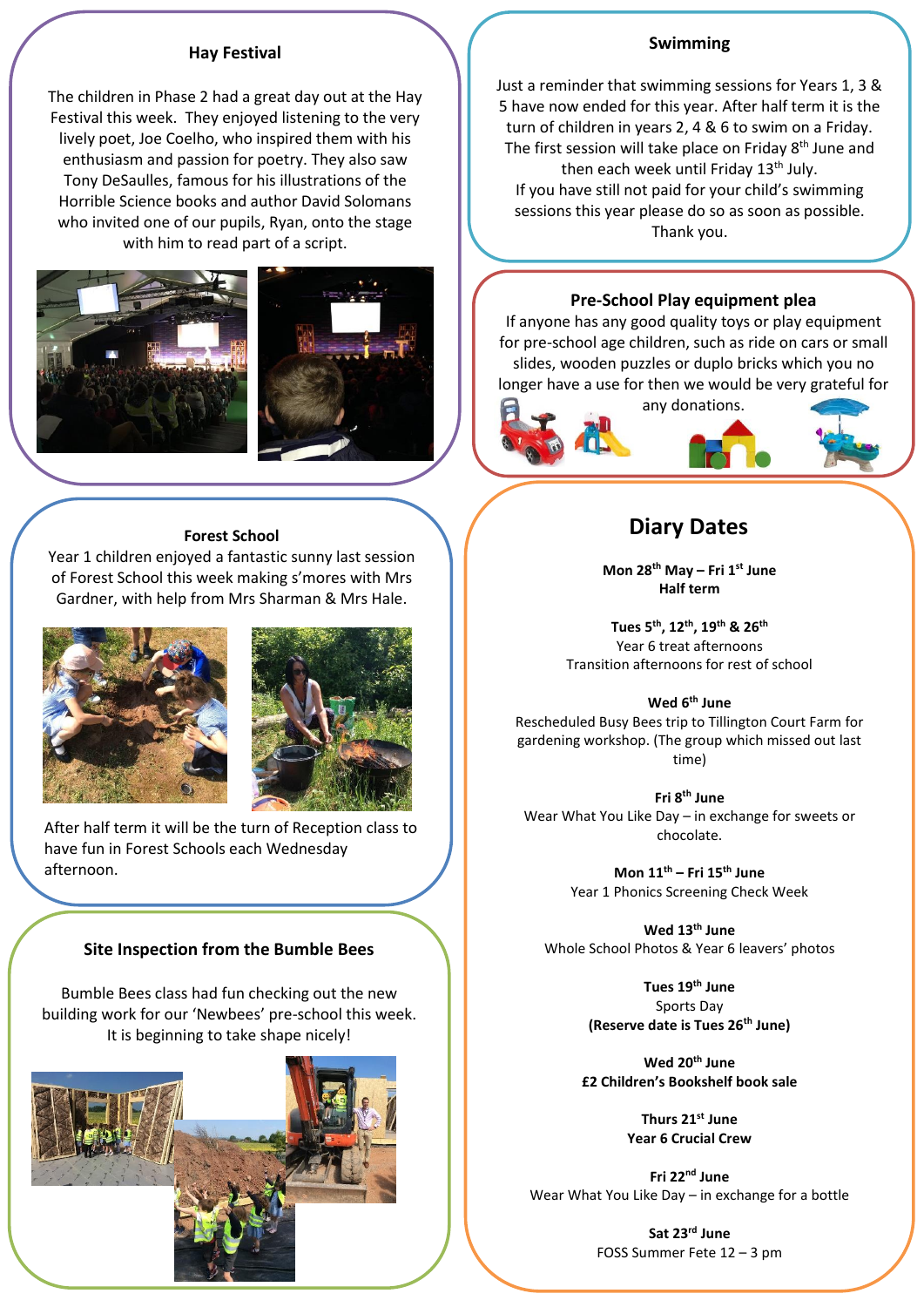## Hay Festival

The children in Phase 2 had a great day out at the Hay Festival this week. They enjoyed listening to the very lively poet, Joe Coelho, who inspired them with his enthusiasm and passion for poetry. They also saw Tony DeSaulles, famous for his illustrations of the Horrible Science books and author David Solomans who invited one of our pupils, Ryan, onto the stage with him to read part of a script.

## Forest School

Year 1 children enjoyed a fantastic sunny last session of Forest School this week making s'mores with Mrs Gardner, with help from Mrs Sharman & Mrs Hale.

After half term it will be the turn of Reception class to have fun in Forest Schools each Wednesday afternoon.

## Site Inspection from the Bumble Bees

Bumble Bees class had fun checking out the new building work for our 'Newbees' pre-school this week. It is beginning to take shape nicely!

## Swimming

Just a reminder that swimming sessions for Years 1, 3 & 5 have now ended for this year. After half term it is the turn of children in years 2, 4 & 6 to swim on a Friday. The first session will take place on Friday 8th June and then each week until Friday 13th July.
If you have still not paid for your child's swimming sessions this year please do so as soon as possible.
Thank you.

## Pre-School Play equipment plea

If anyone has any good quality toys or play equipment for pre-school age children, such as ride on cars or small slides, wooden puzzles or duplo bricks which you no longer have a use for then we would be very grateful for any donations.

## Diary Dates

**Mon 28th May – Fri 1st June**
**Half term**

**Tues 5th, 12th, 19th & 26th**
Year 6 treat afternoons
Transition afternoons for rest of school

**Wed 6th June**
Rescheduled Busy Bees trip to Tillington Court Farm for gardening workshop. (The group which missed out last time)

**Fri 8th June**
Wear What You Like Day – in exchange for sweets or chocolate.

**Mon 11th – Fri 15th June**
Year 1 Phonics Screening Check Week

**Wed 13th June**
Whole School Photos & Year 6 leavers' photos

**Tues 19th June**
Sports Day
**(Reserve date is Tues 26th June)**

**Wed 20th June**
**£2 Children's Bookshelf book sale**

**Thurs 21st June**
**Year 6 Crucial Crew**

**Fri 22nd June**
Wear What You Like Day – in exchange for a bottle

**Sat 23rd June**
FOSS Summer Fete 12 – 3 pm